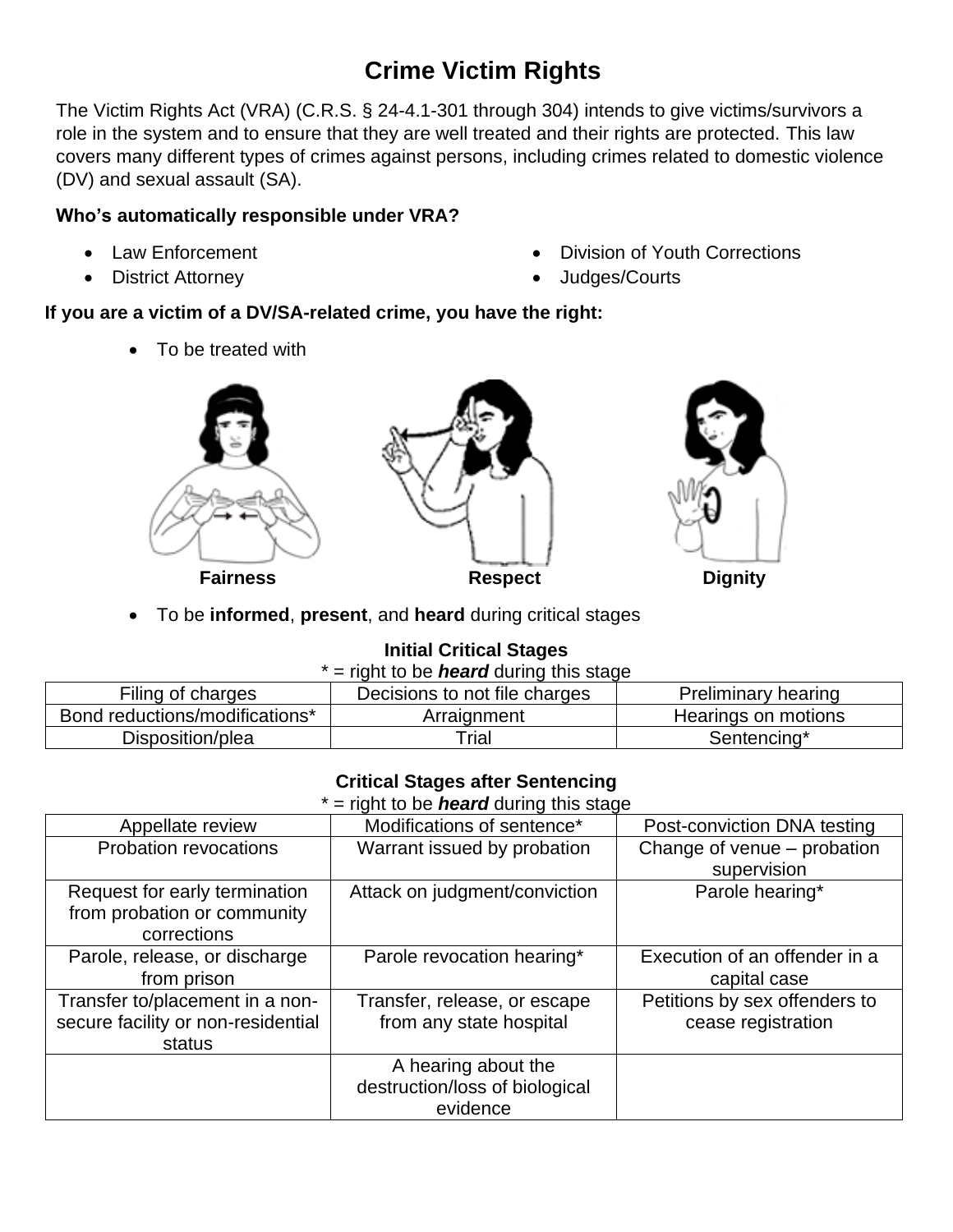# Crime Victim Rights

The Victim Rights Act (VRA) (C.R.S. § 24-4.1-301 through 304) intends to give victims/survivors a role in the system and to ensure that they are well treated and their rights are protected. This law covers many different types of crimes against persons, including crimes related to domestic violence (DV) and sexual assault (SA).

**Who's automatically responsible under VRA?**

- Law Enforcement
- District Attorney
- Division of Youth Corrections
- Judges/Courts

**If you are a victim of a DV/SA-related crime, you have the right:**

- To be treated with

**Fairness** **Respect** **Dignity**

- To be **informed**, **present**, and **heard** during critical stages

**Initial Critical Stages**

\* = right to be ***heard*** during this stage

| | | |
|---|---|---|
| Filing of charges | Decisions to not file charges | Preliminary hearing |
| Bond reductions/modifications* | Arraignment | Hearings on motions |
| Disposition/plea | Trial | Sentencing* |

**Critical Stages after Sentencing**

\* = right to be ***heard*** during this stage

| | | |
|---|---|---|
| Appellate review | Modifications of sentence* | Post-conviction DNA testing |
| Probation revocations | Warrant issued by probation | Change of venue – probation supervision |
| Request for early termination from probation or community corrections | Attack on judgment/conviction | Parole hearing* |
| Parole, release, or discharge from prison | Parole revocation hearing* | Execution of an offender in a capital case |
| Transfer to/placement in a non-secure facility or non-residential status | Transfer, release, or escape from any state hospital | Petitions by sex offenders to cease registration |
| | A hearing about the destruction/loss of biological evidence | |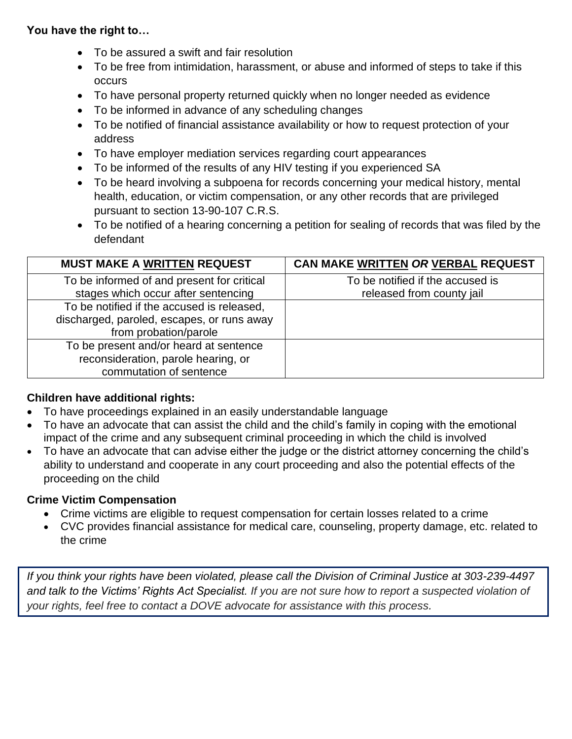**You have the right to…**

- To be assured a swift and fair resolution
- To be free from intimidation, harassment, or abuse and informed of steps to take if this occurs
- To have personal property returned quickly when no longer needed as evidence
- To be informed in advance of any scheduling changes
- To be notified of financial assistance availability or how to request protection of your address
- To have employer mediation services regarding court appearances
- To be informed of the results of any HIV testing if you experienced SA
- To be heard involving a subpoena for records concerning your medical history, mental health, education, or victim compensation, or any other records that are privileged pursuant to section 13-90-107 C.R.S.
- To be notified of a hearing concerning a petition for sealing of records that was filed by the defendant

| MUST MAKE A WRITTEN REQUEST | CAN MAKE WRITTEN *OR* VERBAL REQUEST |
|---|---|
| To be informed of and present for critical stages which occur after sentencing | To be notified if the accused is released from county jail |
| To be notified if the accused is released, discharged, paroled, escapes, or runs away from probation/parole | |
| To be present and/or heard at sentence reconsideration, parole hearing, or commutation of sentence | |

**Children have additional rights:**

- To have proceedings explained in an easily understandable language
- To have an advocate that can assist the child and the child's family in coping with the emotional impact of the crime and any subsequent criminal proceeding in which the child is involved
- To have an advocate that can advise either the judge or the district attorney concerning the child's ability to understand and cooperate in any court proceeding and also the potential effects of the proceeding on the child

**Crime Victim Compensation**

- Crime victims are eligible to request compensation for certain losses related to a crime
- CVC provides financial assistance for medical care, counseling, property damage, etc. related to the crime

*If you think your rights have been violated, please call the Division of Criminal Justice at 303-239-4497 and talk to the Victims' Rights Act Specialist. If you are not sure how to report a suspected violation of your rights, feel free to contact a DOVE advocate for assistance with this process.*